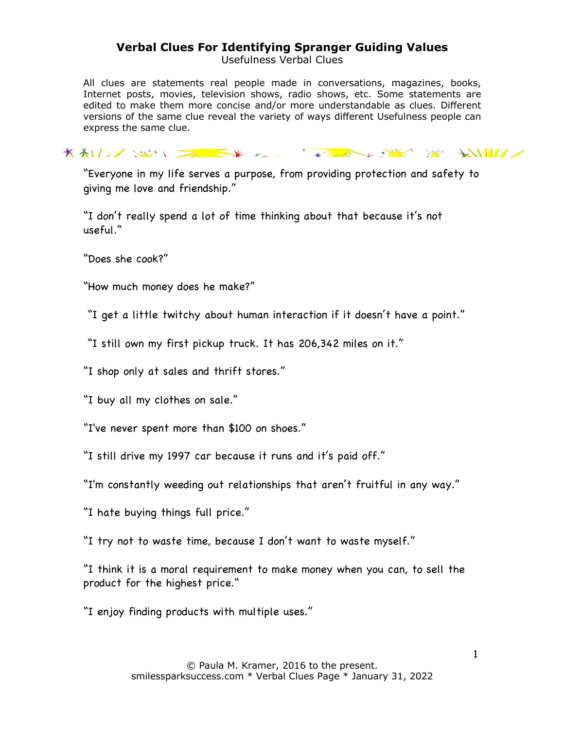# Verbal Clues For Identifying Spranger Guiding Values

Usefulness Verbal Clues

All clues are statements real people made in conversations, magazines, books, Internet posts, movies, television shows, radio shows, etc. Some statements are edited to make them more concise and/or more understandable as clues. Different versions of the same clue reveal the variety of ways different Usefulness people can express the same clue.

"Everyone in my life serves a purpose, from providing protection and safety to giving me love and friendship."

"I don't really spend a lot of time thinking about that because it's not useful."

"Does she cook?"

"How much money does he make?"

"I get a little twitchy about human interaction if it doesn't have a point."

"I still own my first pickup truck. It has 206,342 miles on it."

"I shop only at sales and thrift stores."

"I buy all my clothes on sale."

"I've never spent more than $100 on shoes."

"I still drive my 1997 car because it runs and it's paid off."

"I'm constantly weeding out relationships that aren't fruitful in any way."

"I hate buying things full price."

"I try not to waste time, because I don't want to waste myself."

"I think it is a moral requirement to make money when you can, to sell the product for the highest price."

"I enjoy finding products with multiple uses."

© Paula M. Kramer, 2016 to the present.
smilessparksuccess.com * Verbal Clues Page * January 31, 2022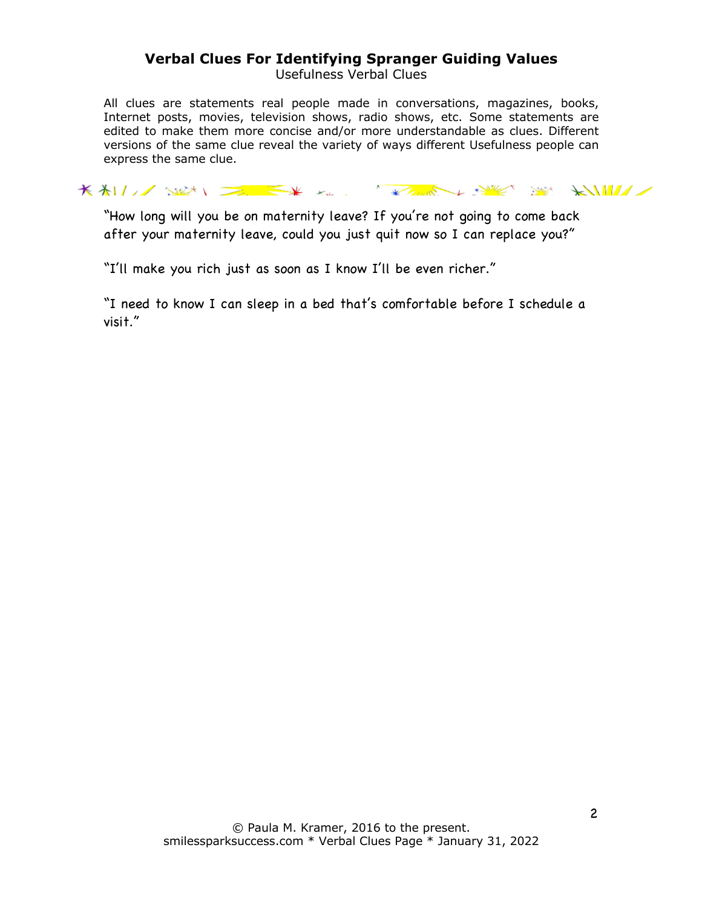# Verbal Clues For Identifying Spranger Guiding Values

Usefulness Verbal Clues

All clues are statements real people made in conversations, magazines, books, Internet posts, movies, television shows, radio shows, etc. Some statements are edited to make them more concise and/or more understandable as clues. Different versions of the same clue reveal the variety of ways different Usefulness people can express the same clue.

"How long will you be on maternity leave? If you're not going to come back after your maternity leave, could you just quit now so I can replace you?"

"I'll make you rich just as soon as I know I'll be even richer."

"I need to know I can sleep in a bed that's comfortable before I schedule a visit."

© Paula M. Kramer, 2016 to the present.
smilessparksuccess.com * Verbal Clues Page * January 31, 2022